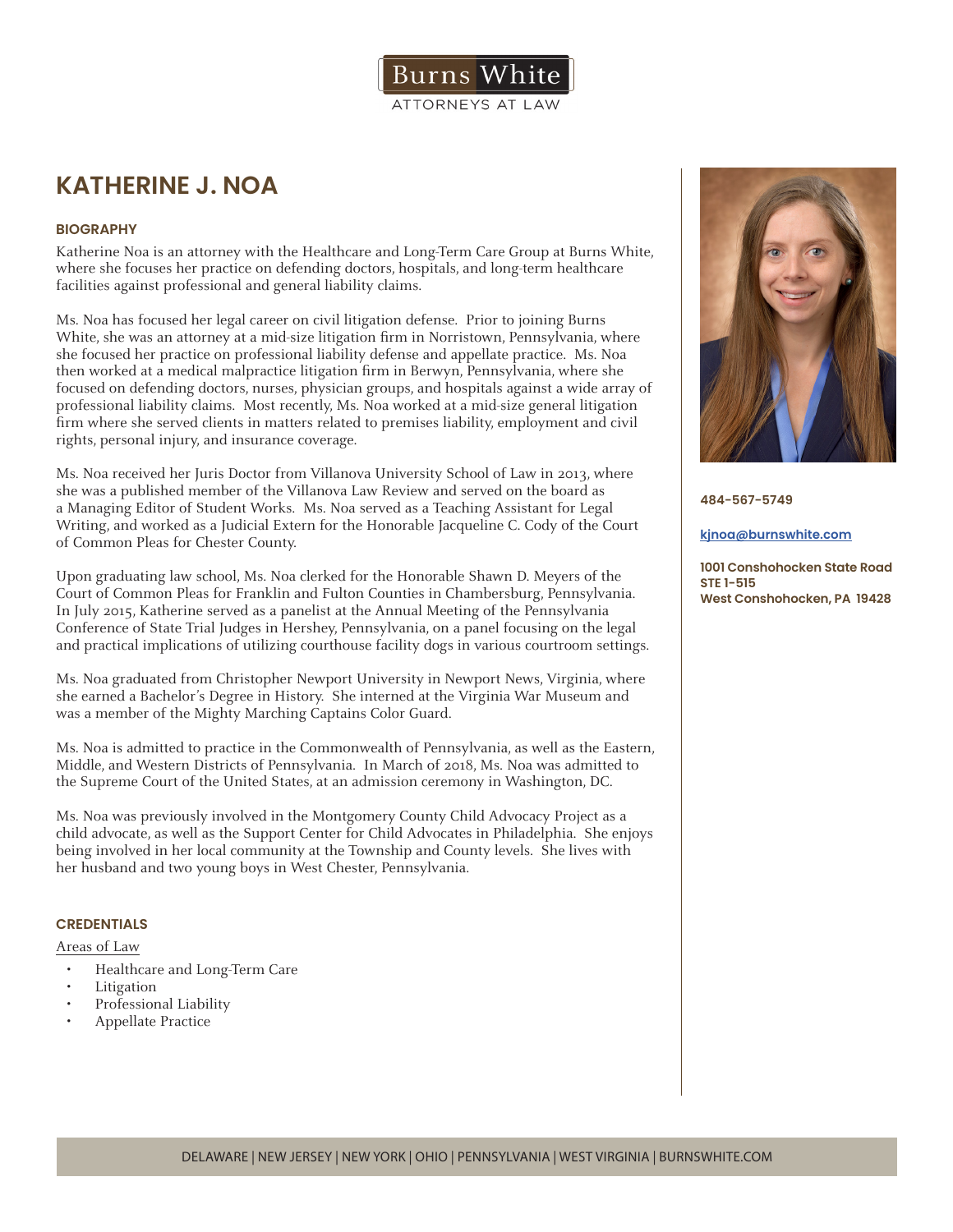Burns White

ATTORNEYS AT LAW

# KATHERINE J. NOA

**484-567-5749**

**[kjnoa@burnswhite.com](mailto:kjnoa@burnswhite.com)**

**1001 Conshohocken State Road**
**STE 1-515**
**West Conshohocken, PA 19428**

## BIOGRAPHY

Katherine Noa is an attorney with the Healthcare and Long-Term Care Group at Burns White, where she focuses her practice on defending doctors, hospitals, and long-term healthcare facilities against professional and general liability claims.

Ms. Noa has focused her legal career on civil litigation defense. Prior to joining Burns White, she was an attorney at a mid-size litigation firm in Norristown, Pennsylvania, where she focused her practice on professional liability defense and appellate practice. Ms. Noa then worked at a medical malpractice litigation firm in Berwyn, Pennsylvania, where she focused on defending doctors, nurses, physician groups, and hospitals against a wide array of professional liability claims. Most recently, Ms. Noa worked at a mid-size general litigation firm where she served clients in matters related to premises liability, employment and civil rights, personal injury, and insurance coverage.

Ms. Noa received her Juris Doctor from Villanova University School of Law in 2013, where she was a published member of the Villanova Law Review and served on the board as a Managing Editor of Student Works. Ms. Noa served as a Teaching Assistant for Legal Writing, and worked as a Judicial Extern for the Honorable Jacqueline C. Cody of the Court of Common Pleas for Chester County.

Upon graduating law school, Ms. Noa clerked for the Honorable Shawn D. Meyers of the Court of Common Pleas for Franklin and Fulton Counties in Chambersburg, Pennsylvania. In July 2015, Katherine served as a panelist at the Annual Meeting of the Pennsylvania Conference of State Trial Judges in Hershey, Pennsylvania, on a panel focusing on the legal and practical implications of utilizing courthouse facility dogs in various courtroom settings.

Ms. Noa graduated from Christopher Newport University in Newport News, Virginia, where she earned a Bachelor's Degree in History. She interned at the Virginia War Museum and was a member of the Mighty Marching Captains Color Guard.

Ms. Noa is admitted to practice in the Commonwealth of Pennsylvania, as well as the Eastern, Middle, and Western Districts of Pennsylvania. In March of 2018, Ms. Noa was admitted to the Supreme Court of the United States, at an admission ceremony in Washington, DC.

Ms. Noa was previously involved in the Montgomery County Child Advocacy Project as a child advocate, as well as the Support Center for Child Advocates in Philadelphia. She enjoys being involved in her local community at the Township and County levels. She lives with her husband and two young boys in West Chester, Pennsylvania.

## CREDENTIALS

Areas of Law

- Healthcare and Long-Term Care
- Litigation
- Professional Liability
- Appellate Practice

DELAWARE | NEW JERSEY | NEW YORK | OHIO | PENNSYLVANIA | WEST VIRGINIA | BURNSWHITE.COM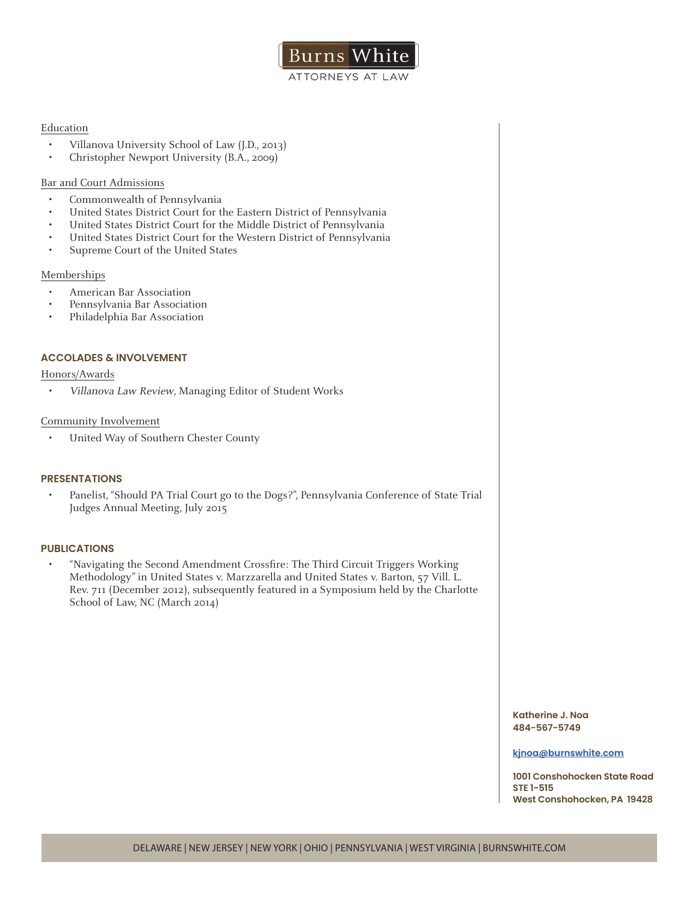Burns White
ATTORNEYS AT LAW

Education

- Villanova University School of Law (J.D., 2013)
- Christopher Newport University (B.A., 2009)

Bar and Court Admissions

- Commonwealth of Pennsylvania
- United States District Court for the Eastern District of Pennsylvania
- United States District Court for the Middle District of Pennsylvania
- United States District Court for the Western District of Pennsylvania
- Supreme Court of the United States

Memberships

- American Bar Association
- Pennsylvania Bar Association
- Philadelphia Bar Association

## ACCOLADES & INVOLVEMENT

Honors/Awards

- *Villanova Law Review*, Managing Editor of Student Works

Community Involvement

- United Way of Southern Chester County

## PRESENTATIONS

- Panelist, "Should PA Trial Court go to the Dogs?", Pennsylvania Conference of State Trial Judges Annual Meeting, July 2015

## PUBLICATIONS

- "Navigating the Second Amendment Crossfire: The Third Circuit Triggers Working Methodology" in United States v. Marzzarella and United States v. Barton, 57 Vill. L. Rev. 711 (December 2012), subsequently featured in a Symposium held by the Charlotte School of Law, NC (March 2014)

**Katherine J. Noa**
**484-567-5749**

**kjnoa@burnswhite.com**

**1001 Conshohocken State Road**
**STE 1-515**
**West Conshohocken, PA 19428**

DELAWARE | NEW JERSEY | NEW YORK | OHIO | PENNSYLVANIA | WEST VIRGINIA | BURNSWHITE.COM